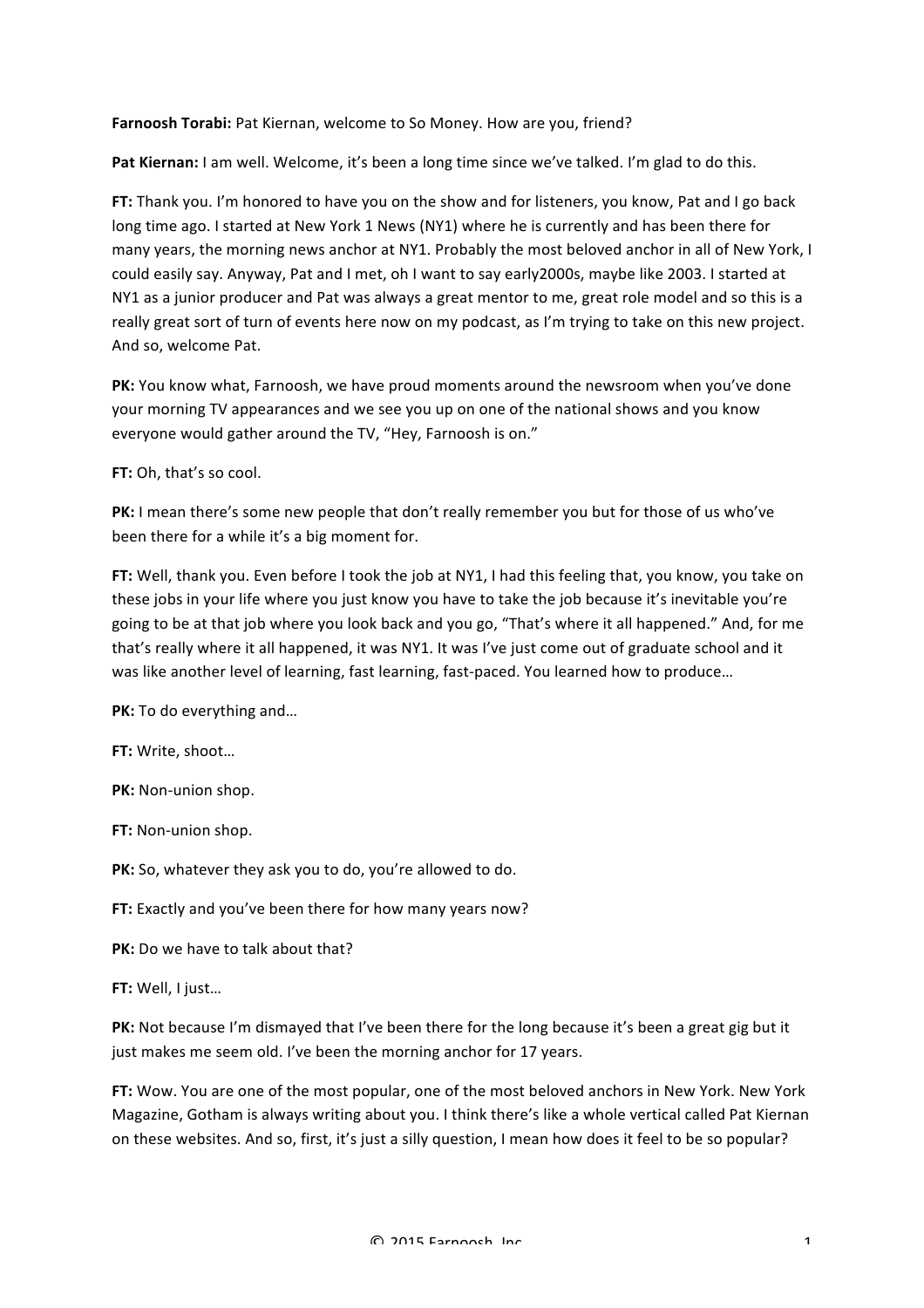**Farnoosh Torabi:** Pat Kiernan, welcome to So Money. How are you, friend?

**Pat Kiernan:** I am well. Welcome, it's been a long time since we've talked. I'm glad to do this.

**FT:** Thank you. I'm honored to have you on the show and for listeners, you know, Pat and I go back long time ago. I started at New York 1 News (NY1) where he is currently and has been there for many years, the morning news anchor at NY1. Probably the most beloved anchor in all of New York, I could easily say. Anyway, Pat and I met, oh I want to say early2000s, maybe like 2003. I started at NY1 as a junior producer and Pat was always a great mentor to me, great role model and so this is a really great sort of turn of events here now on my podcast, as I'm trying to take on this new project. And so, welcome Pat.

**PK:** You know what, Farnoosh, we have proud moments around the newsroom when you've done your morning TV appearances and we see you up on one of the national shows and you know everyone would gather around the TV, "Hey, Farnoosh is on."

**FT:** Oh, that's so cool.

**PK:** I mean there's some new people that don't really remember you but for those of us who've been there for a while it's a big moment for.

**FT:** Well, thank you. Even before I took the job at NY1, I had this feeling that, you know, you take on these jobs in your life where you just know you have to take the job because it's inevitable you're going to be at that job where you look back and you go, "That's where it all happened." And, for me that's really where it all happened, it was NY1. It was I've just come out of graduate school and it was like another level of learning, fast learning, fast-paced. You learned how to produce…

**PK:** To do everything and…

**FT:** Write, shoot…

**PK:** Non-union shop.

**FT:** Non-union shop.

**PK:** So, whatever they ask you to do, you're allowed to do.

**FT:** Exactly and you've been there for how many years now?

**PK:** Do we have to talk about that?

**FT:** Well, I just…

**PK:** Not because I'm dismayed that I've been there for the long because it's been a great gig but it just makes me seem old. I've been the morning anchor for 17 years.

**FT:** Wow. You are one of the most popular, one of the most beloved anchors in New York. New York Magazine, Gotham is always writing about you. I think there's like a whole vertical called Pat Kiernan on these websites. And so, first, it's just a silly question, I mean how does it feel to be so popular?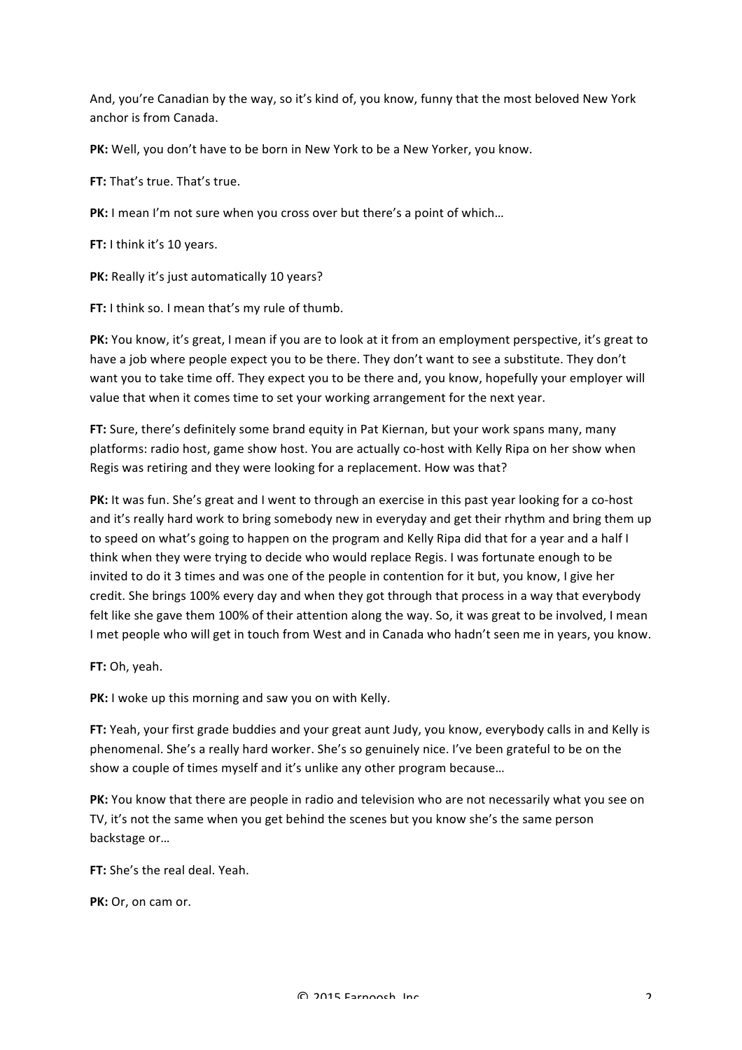And, you're Canadian by the way, so it's kind of, you know, funny that the most beloved New York anchor is from Canada.

**PK:** Well, you don't have to be born in New York to be a New Yorker, you know.

**FT:** That's true. That's true.

**PK:** I mean I'm not sure when you cross over but there's a point of which…

**FT:** I think it's 10 years.

**PK:** Really it's just automatically 10 years?

**FT:** I think so. I mean that's my rule of thumb.

**PK:** You know, it's great, I mean if you are to look at it from an employment perspective, it's great to have a job where people expect you to be there. They don't want to see a substitute. They don't want you to take time off. They expect you to be there and, you know, hopefully your employer will value that when it comes time to set your working arrangement for the next year.

**FT:** Sure, there's definitely some brand equity in Pat Kiernan, but your work spans many, many platforms: radio host, game show host. You are actually co-host with Kelly Ripa on her show when Regis was retiring and they were looking for a replacement. How was that?

**PK:** It was fun. She's great and I went to through an exercise in this past year looking for a co-host and it's really hard work to bring somebody new in everyday and get their rhythm and bring them up to speed on what's going to happen on the program and Kelly Ripa did that for a year and a half I think when they were trying to decide who would replace Regis. I was fortunate enough to be invited to do it 3 times and was one of the people in contention for it but, you know, I give her credit. She brings 100% every day and when they got through that process in a way that everybody felt like she gave them 100% of their attention along the way. So, it was great to be involved, I mean I met people who will get in touch from West and in Canada who hadn't seen me in years, you know.

**FT:** Oh, yeah.

**PK:** I woke up this morning and saw you on with Kelly.

**FT:** Yeah, your first grade buddies and your great aunt Judy, you know, everybody calls in and Kelly is phenomenal. She's a really hard worker. She's so genuinely nice. I've been grateful to be on the show a couple of times myself and it's unlike any other program because…

**PK:** You know that there are people in radio and television who are not necessarily what you see on TV, it's not the same when you get behind the scenes but you know she's the same person backstage or…

**FT:** She's the real deal. Yeah.

**PK:** Or, on cam or.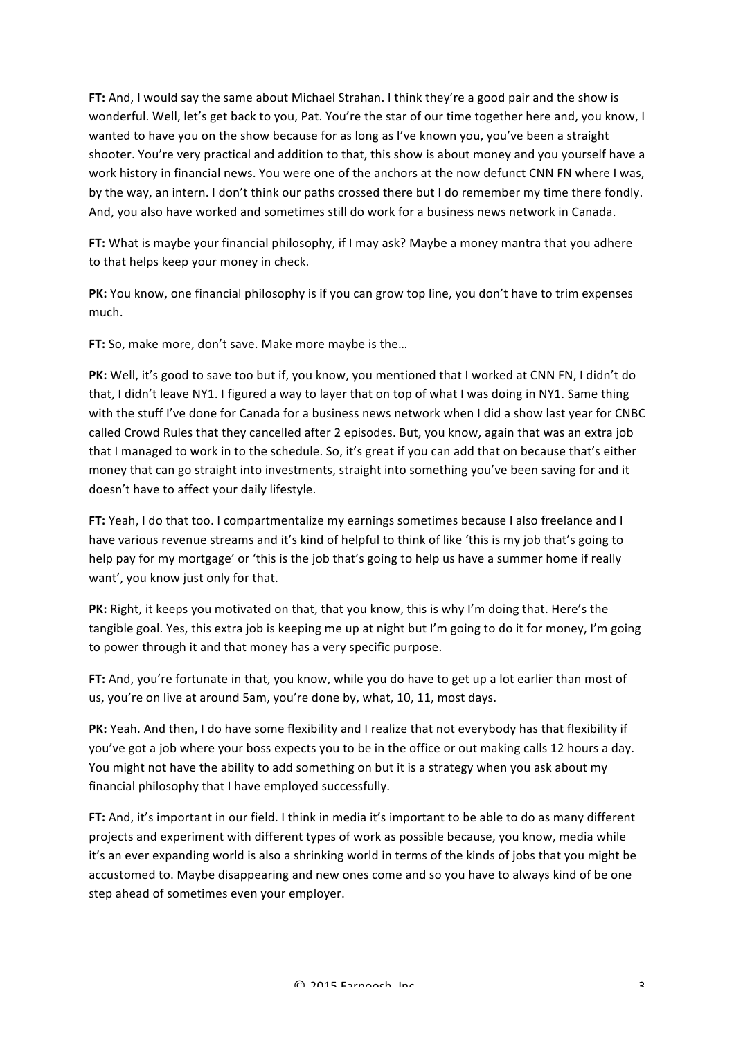**FT:** And, I would say the same about Michael Strahan. I think they're a good pair and the show is wonderful. Well, let's get back to you, Pat. You're the star of our time together here and, you know, I wanted to have you on the show because for as long as I've known you, you've been a straight shooter. You're very practical and addition to that, this show is about money and you yourself have a work history in financial news. You were one of the anchors at the now defunct CNN FN where I was, by the way, an intern. I don't think our paths crossed there but I do remember my time there fondly. And, you also have worked and sometimes still do work for a business news network in Canada.

**FT:** What is maybe your financial philosophy, if I may ask? Maybe a money mantra that you adhere to that helps keep your money in check.

**PK:** You know, one financial philosophy is if you can grow top line, you don't have to trim expenses much.

**FT:** So, make more, don't save. Make more maybe is the…

**PK:** Well, it's good to save too but if, you know, you mentioned that I worked at CNN FN, I didn't do that, I didn't leave NY1. I figured a way to layer that on top of what I was doing in NY1. Same thing with the stuff I've done for Canada for a business news network when I did a show last year for CNBC called Crowd Rules that they cancelled after 2 episodes. But, you know, again that was an extra job that I managed to work in to the schedule. So, it's great if you can add that on because that's either money that can go straight into investments, straight into something you've been saving for and it doesn't have to affect your daily lifestyle.

**FT:** Yeah, I do that too. I compartmentalize my earnings sometimes because I also freelance and I have various revenue streams and it's kind of helpful to think of like 'this is my job that's going to help pay for my mortgage' or 'this is the job that's going to help us have a summer home if really want', you know just only for that.

**PK:** Right, it keeps you motivated on that, that you know, this is why I'm doing that. Here's the tangible goal. Yes, this extra job is keeping me up at night but I'm going to do it for money, I'm going to power through it and that money has a very specific purpose.

**FT:** And, you're fortunate in that, you know, while you do have to get up a lot earlier than most of us, you're on live at around 5am, you're done by, what, 10, 11, most days.

**PK:** Yeah. And then, I do have some flexibility and I realize that not everybody has that flexibility if you've got a job where your boss expects you to be in the office or out making calls 12 hours a day. You might not have the ability to add something on but it is a strategy when you ask about my financial philosophy that I have employed successfully.

**FT:** And, it's important in our field. I think in media it's important to be able to do as many different projects and experiment with different types of work as possible because, you know, media while it's an ever expanding world is also a shrinking world in terms of the kinds of jobs that you might be accustomed to. Maybe disappearing and new ones come and so you have to always kind of be one step ahead of sometimes even your employer.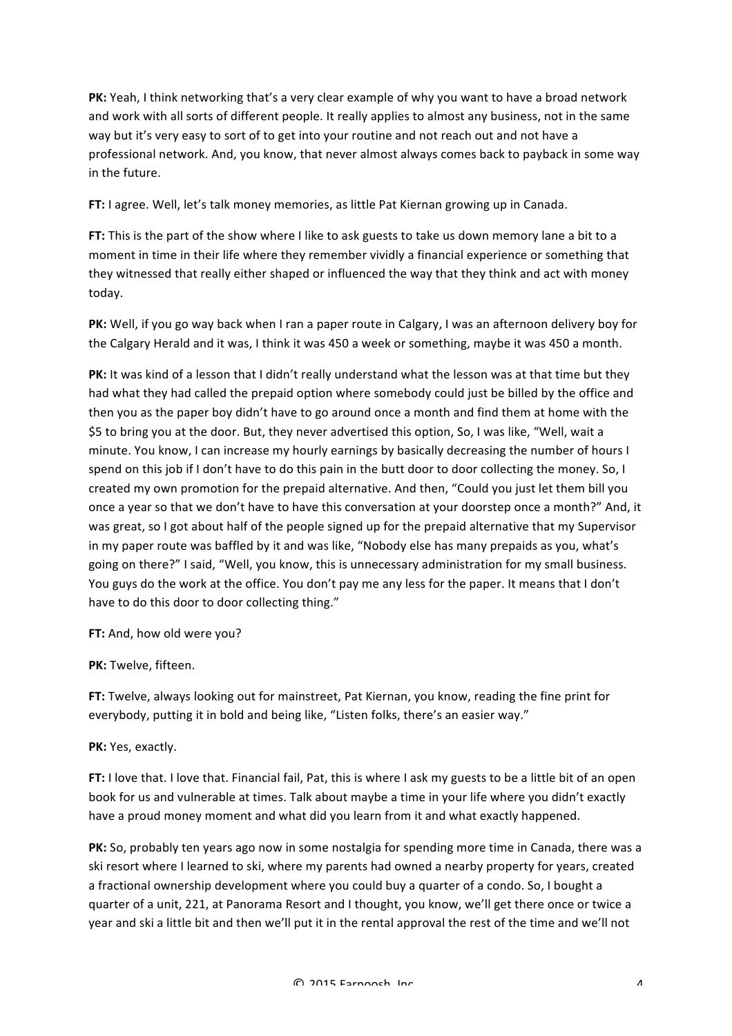**PK:** Yeah, I think networking that's a very clear example of why you want to have a broad network and work with all sorts of different people. It really applies to almost any business, not in the same way but it's very easy to sort of to get into your routine and not reach out and not have a professional network. And, you know, that never almost always comes back to payback in some way in the future.

**FT:** I agree. Well, let's talk money memories, as little Pat Kiernan growing up in Canada.

**FT:** This is the part of the show where I like to ask guests to take us down memory lane a bit to a moment in time in their life where they remember vividly a financial experience or something that they witnessed that really either shaped or influenced the way that they think and act with money today.

**PK:** Well, if you go way back when I ran a paper route in Calgary, I was an afternoon delivery boy for the Calgary Herald and it was, I think it was 450 a week or something, maybe it was 450 a month.

**PK:** It was kind of a lesson that I didn't really understand what the lesson was at that time but they had what they had called the prepaid option where somebody could just be billed by the office and then you as the paper boy didn't have to go around once a month and find them at home with the $5 to bring you at the door. But, they never advertised this option, So, I was like, "Well, wait a minute. You know, I can increase my hourly earnings by basically decreasing the number of hours I spend on this job if I don't have to do this pain in the butt door to door collecting the money. So, I created my own promotion for the prepaid alternative. And then, "Could you just let them bill you once a year so that we don't have to have this conversation at your doorstep once a month?" And, it was great, so I got about half of the people signed up for the prepaid alternative that my Supervisor in my paper route was baffled by it and was like, "Nobody else has many prepaids as you, what's going on there?" I said, "Well, you know, this is unnecessary administration for my small business. You guys do the work at the office. You don't pay me any less for the paper. It means that I don't have to do this door to door collecting thing."

**FT:** And, how old were you?

**PK:** Twelve, fifteen.

**FT:** Twelve, always looking out for mainstreet, Pat Kiernan, you know, reading the fine print for everybody, putting it in bold and being like, "Listen folks, there's an easier way."

**PK:** Yes, exactly.

**FT:** I love that. I love that. Financial fail, Pat, this is where I ask my guests to be a little bit of an open book for us and vulnerable at times. Talk about maybe a time in your life where you didn't exactly have a proud money moment and what did you learn from it and what exactly happened.

**PK:** So, probably ten years ago now in some nostalgia for spending more time in Canada, there was a ski resort where I learned to ski, where my parents had owned a nearby property for years, created a fractional ownership development where you could buy a quarter of a condo. So, I bought a quarter of a unit, 221, at Panorama Resort and I thought, you know, we'll get there once or twice a year and ski a little bit and then we'll put it in the rental approval the rest of the time and we'll not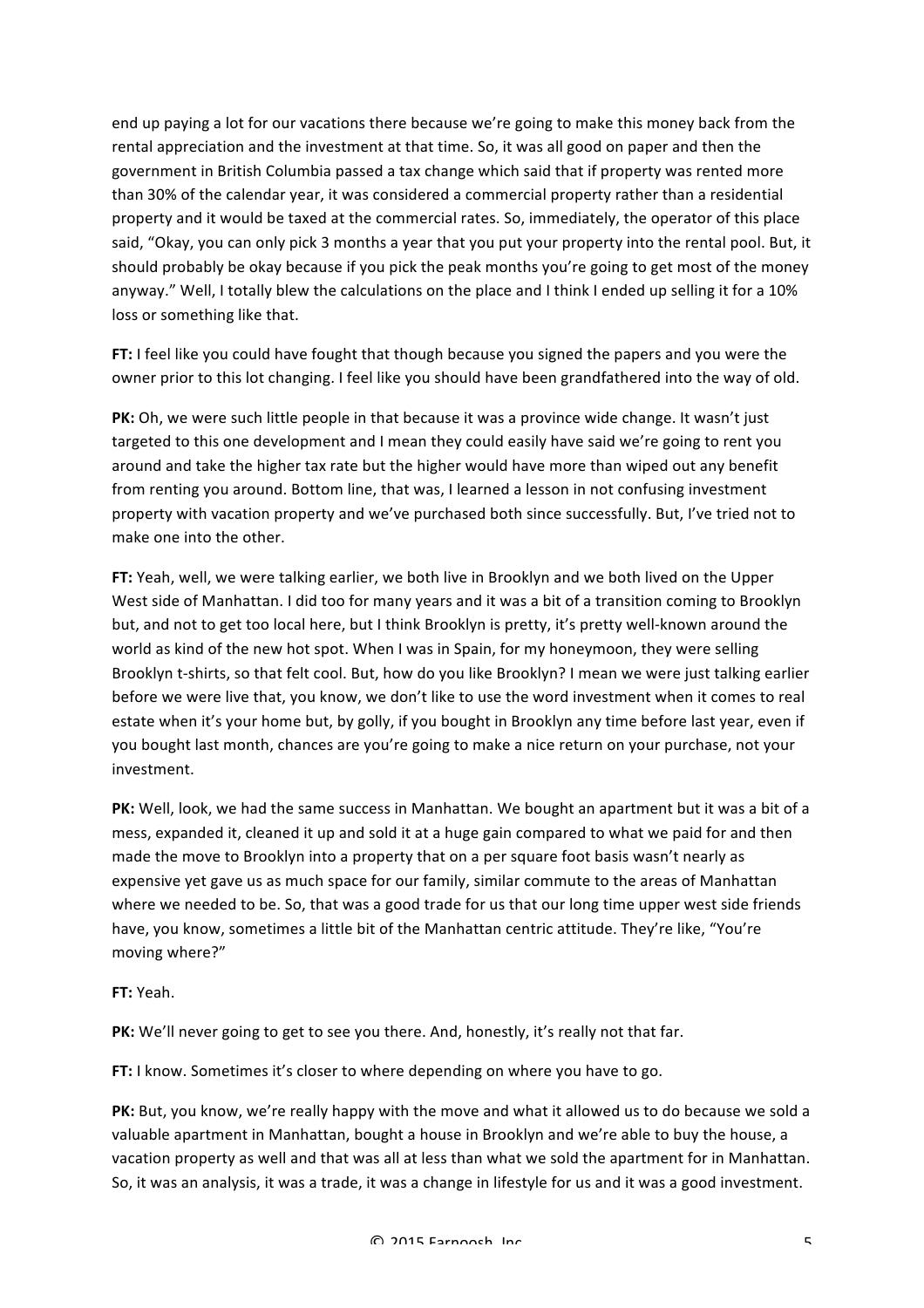end up paying a lot for our vacations there because we're going to make this money back from the rental appreciation and the investment at that time. So, it was all good on paper and then the government in British Columbia passed a tax change which said that if property was rented more than 30% of the calendar year, it was considered a commercial property rather than a residential property and it would be taxed at the commercial rates. So, immediately, the operator of this place said, "Okay, you can only pick 3 months a year that you put your property into the rental pool. But, it should probably be okay because if you pick the peak months you're going to get most of the money anyway." Well, I totally blew the calculations on the place and I think I ended up selling it for a 10% loss or something like that.

**FT:** I feel like you could have fought that though because you signed the papers and you were the owner prior to this lot changing. I feel like you should have been grandfathered into the way of old.

**PK:** Oh, we were such little people in that because it was a province wide change. It wasn't just targeted to this one development and I mean they could easily have said we're going to rent you around and take the higher tax rate but the higher would have more than wiped out any benefit from renting you around. Bottom line, that was, I learned a lesson in not confusing investment property with vacation property and we've purchased both since successfully. But, I've tried not to make one into the other.

**FT:** Yeah, well, we were talking earlier, we both live in Brooklyn and we both lived on the Upper West side of Manhattan. I did too for many years and it was a bit of a transition coming to Brooklyn but, and not to get too local here, but I think Brooklyn is pretty, it's pretty well-known around the world as kind of the new hot spot. When I was in Spain, for my honeymoon, they were selling Brooklyn t-shirts, so that felt cool. But, how do you like Brooklyn? I mean we were just talking earlier before we were live that, you know, we don't like to use the word investment when it comes to real estate when it's your home but, by golly, if you bought in Brooklyn any time before last year, even if you bought last month, chances are you're going to make a nice return on your purchase, not your investment.

**PK:** Well, look, we had the same success in Manhattan. We bought an apartment but it was a bit of a mess, expanded it, cleaned it up and sold it at a huge gain compared to what we paid for and then made the move to Brooklyn into a property that on a per square foot basis wasn't nearly as expensive yet gave us as much space for our family, similar commute to the areas of Manhattan where we needed to be. So, that was a good trade for us that our long time upper west side friends have, you know, sometimes a little bit of the Manhattan centric attitude. They're like, "You're moving where?"

**FT:** Yeah.

**PK:** We'll never going to get to see you there. And, honestly, it's really not that far.

**FT:** I know. Sometimes it's closer to where depending on where you have to go.

**PK:** But, you know, we're really happy with the move and what it allowed us to do because we sold a valuable apartment in Manhattan, bought a house in Brooklyn and we're able to buy the house, a vacation property as well and that was all at less than what we sold the apartment for in Manhattan. So, it was an analysis, it was a trade, it was a change in lifestyle for us and it was a good investment.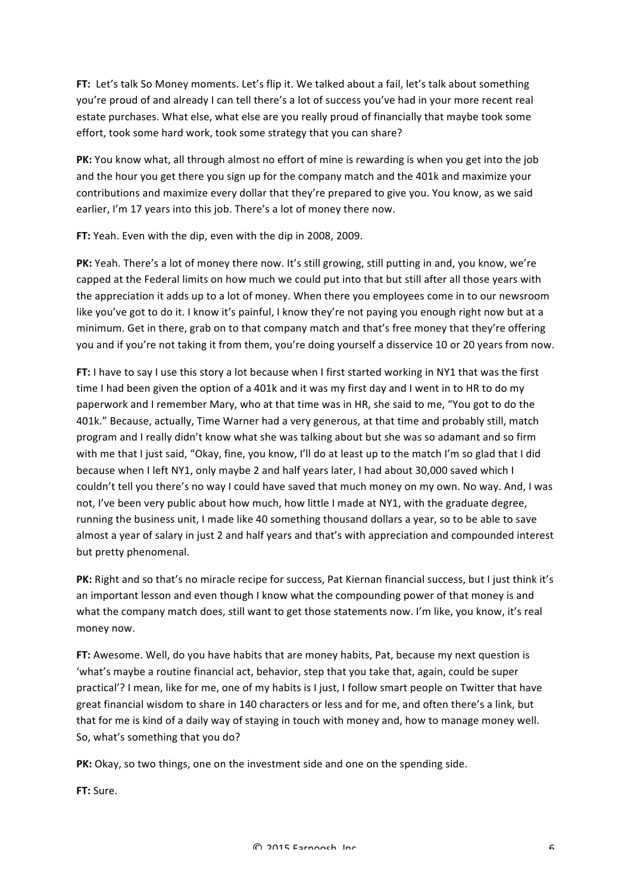**FT:** Let's talk So Money moments. Let's flip it. We talked about a fail, let's talk about something you're proud of and already I can tell there's a lot of success you've had in your more recent real estate purchases. What else, what else are you really proud of financially that maybe took some effort, took some hard work, took some strategy that you can share?

**PK:** You know what, all through almost no effort of mine is rewarding is when you get into the job and the hour you get there you sign up for the company match and the 401k and maximize your contributions and maximize every dollar that they're prepared to give you. You know, as we said earlier, I'm 17 years into this job. There's a lot of money there now.

**FT:** Yeah. Even with the dip, even with the dip in 2008, 2009.

**PK:** Yeah. There's a lot of money there now. It's still growing, still putting in and, you know, we're capped at the Federal limits on how much we could put into that but still after all those years with the appreciation it adds up to a lot of money. When there you employees come in to our newsroom like you've got to do it. I know it's painful, I know they're not paying you enough right now but at a minimum. Get in there, grab on to that company match and that's free money that they're offering you and if you're not taking it from them, you're doing yourself a disservice 10 or 20 years from now.

**FT:** I have to say I use this story a lot because when I first started working in NY1 that was the first time I had been given the option of a 401k and it was my first day and I went in to HR to do my paperwork and I remember Mary, who at that time was in HR, she said to me, "You got to do the 401k." Because, actually, Time Warner had a very generous, at that time and probably still, match program and I really didn't know what she was talking about but she was so adamant and so firm with me that I just said, "Okay, fine, you know, I'll do at least up to the match I'm so glad that I did because when I left NY1, only maybe 2 and half years later, I had about 30,000 saved which I couldn't tell you there's no way I could have saved that much money on my own. No way. And, I was not, I've been very public about how much, how little I made at NY1, with the graduate degree, running the business unit, I made like 40 something thousand dollars a year, so to be able to save almost a year of salary in just 2 and half years and that's with appreciation and compounded interest but pretty phenomenal.

**PK:** Right and so that's no miracle recipe for success, Pat Kiernan financial success, but I just think it's an important lesson and even though I know what the compounding power of that money is and what the company match does, still want to get those statements now. I'm like, you know, it's real money now.

**FT:** Awesome. Well, do you have habits that are money habits, Pat, because my next question is 'what's maybe a routine financial act, behavior, step that you take that, again, could be super practical'? I mean, like for me, one of my habits is I just, I follow smart people on Twitter that have great financial wisdom to share in 140 characters or less and for me, and often there's a link, but that for me is kind of a daily way of staying in touch with money and, how to manage money well. So, what's something that you do?

**PK:** Okay, so two things, one on the investment side and one on the spending side.

**FT:** Sure.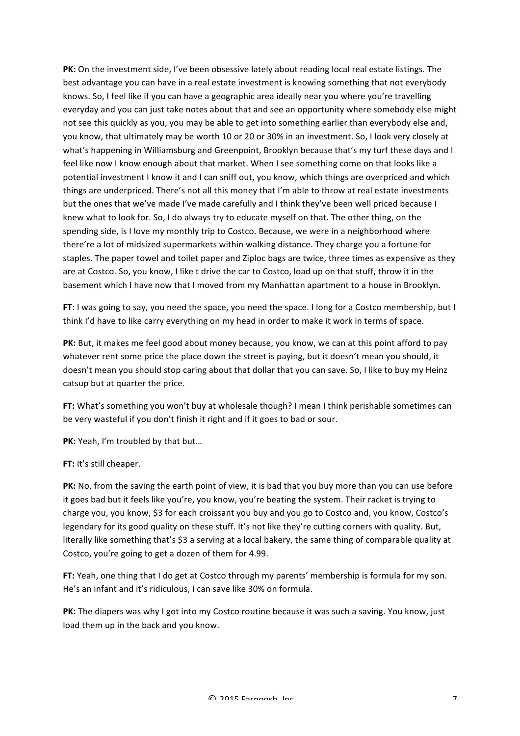**PK:** On the investment side, I've been obsessive lately about reading local real estate listings. The best advantage you can have in a real estate investment is knowing something that not everybody knows. So, I feel like if you can have a geographic area ideally near you where you're travelling everyday and you can just take notes about that and see an opportunity where somebody else might not see this quickly as you, you may be able to get into something earlier than everybody else and, you know, that ultimately may be worth 10 or 20 or 30% in an investment. So, I look very closely at what's happening in Williamsburg and Greenpoint, Brooklyn because that's my turf these days and I feel like now I know enough about that market. When I see something come on that looks like a potential investment I know it and I can sniff out, you know, which things are overpriced and which things are underpriced. There's not all this money that I'm able to throw at real estate investments but the ones that we've made I've made carefully and I think they've been well priced because I knew what to look for. So, I do always try to educate myself on that. The other thing, on the spending side, is I love my monthly trip to Costco. Because, we were in a neighborhood where there're a lot of midsized supermarkets within walking distance. They charge you a fortune for staples. The paper towel and toilet paper and Ziploc bags are twice, three times as expensive as they are at Costco. So, you know, I like t drive the car to Costco, load up on that stuff, throw it in the basement which I have now that I moved from my Manhattan apartment to a house in Brooklyn.

**FT:** I was going to say, you need the space, you need the space. I long for a Costco membership, but I think I'd have to like carry everything on my head in order to make it work in terms of space.

**PK:** But, it makes me feel good about money because, you know, we can at this point afford to pay whatever rent some price the place down the street is paying, but it doesn't mean you should, it doesn't mean you should stop caring about that dollar that you can save. So, I like to buy my Heinz catsup but at quarter the price.

**FT:** What's something you won't buy at wholesale though? I mean I think perishable sometimes can be very wasteful if you don't finish it right and if it goes to bad or sour.

**PK:** Yeah, I'm troubled by that but…

**FT:** It's still cheaper.

**PK:** No, from the saving the earth point of view, it is bad that you buy more than you can use before it goes bad but it feels like you're, you know, you're beating the system. Their racket is trying to charge you, you know, $3 for each croissant you buy and you go to Costco and, you know, Costco's legendary for its good quality on these stuff. It's not like they're cutting corners with quality. But, literally like something that's $3 a serving at a local bakery, the same thing of comparable quality at Costco, you're going to get a dozen of them for 4.99.

**FT:** Yeah, one thing that I do get at Costco through my parents' membership is formula for my son. He's an infant and it's ridiculous, I can save like 30% on formula.

**PK:** The diapers was why I got into my Costco routine because it was such a saving. You know, just load them up in the back and you know.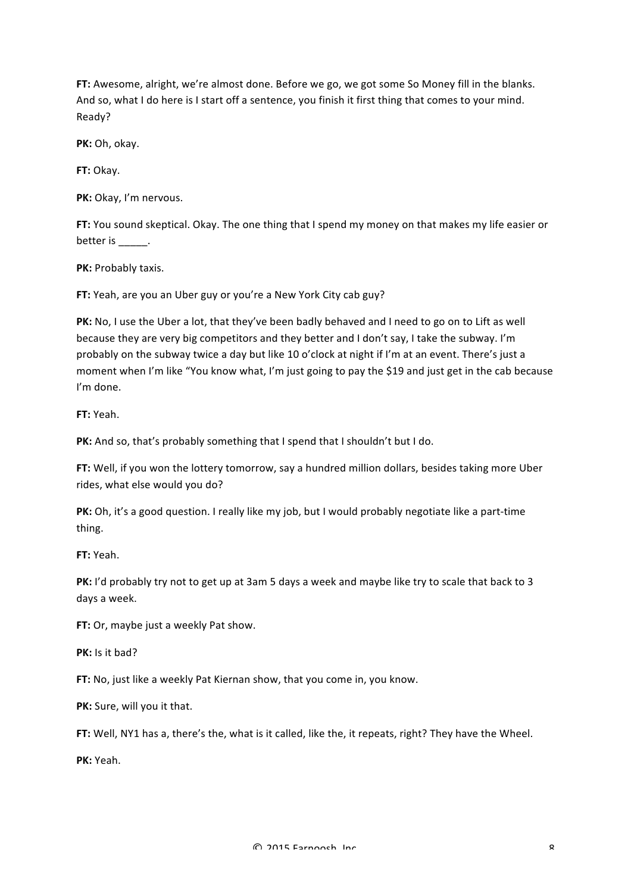**FT:** Awesome, alright, we're almost done. Before we go, we got some So Money fill in the blanks. And so, what I do here is I start off a sentence, you finish it first thing that comes to your mind. Ready?

**PK:** Oh, okay.

**FT:** Okay.

**PK:** Okay, I'm nervous.

**FT:** You sound skeptical. Okay. The one thing that I spend my money on that makes my life easier or better is _____.

**PK:** Probably taxis.

**FT:** Yeah, are you an Uber guy or you're a New York City cab guy?

**PK:** No, I use the Uber a lot, that they've been badly behaved and I need to go on to Lift as well because they are very big competitors and they better and I don't say, I take the subway. I'm probably on the subway twice a day but like 10 o'clock at night if I'm at an event. There's just a moment when I'm like "You know what, I'm just going to pay the $19 and just get in the cab because I'm done.

**FT:** Yeah.

**PK:** And so, that's probably something that I spend that I shouldn't but I do.

**FT:** Well, if you won the lottery tomorrow, say a hundred million dollars, besides taking more Uber rides, what else would you do?

**PK:** Oh, it's a good question. I really like my job, but I would probably negotiate like a part-time thing.

**FT:** Yeah.

**PK:** I'd probably try not to get up at 3am 5 days a week and maybe like try to scale that back to 3 days a week.

**FT:** Or, maybe just a weekly Pat show.

**PK:** Is it bad?

**FT:** No, just like a weekly Pat Kiernan show, that you come in, you know.

**PK:** Sure, will you it that.

**FT:** Well, NY1 has a, there's the, what is it called, like the, it repeats, right? They have the Wheel.

**PK:** Yeah.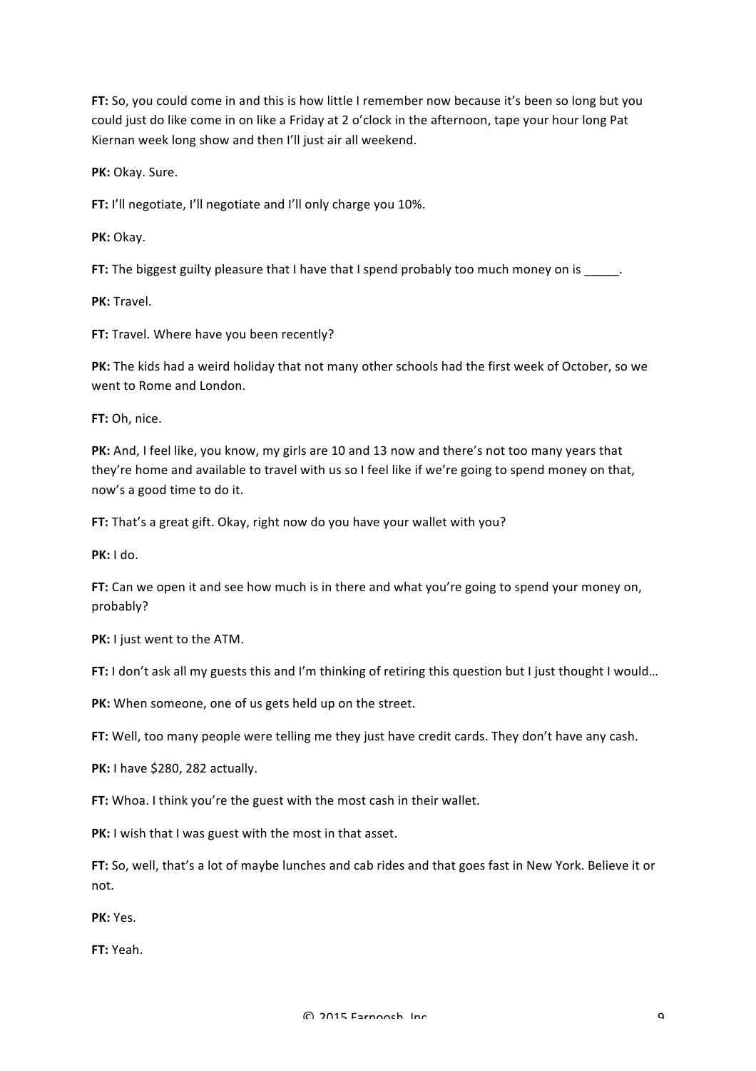**FT:** So, you could come in and this is how little I remember now because it's been so long but you could just do like come in on like a Friday at 2 o'clock in the afternoon, tape your hour long Pat Kiernan week long show and then I'll just air all weekend.

**PK:** Okay. Sure.

**FT:** I'll negotiate, I'll negotiate and I'll only charge you 10%.

**PK:** Okay.

**FT:** The biggest guilty pleasure that I have that I spend probably too much money on is _____.

**PK:** Travel.

**FT:** Travel. Where have you been recently?

**PK:** The kids had a weird holiday that not many other schools had the first week of October, so we went to Rome and London.

**FT:** Oh, nice.

**PK:** And, I feel like, you know, my girls are 10 and 13 now and there's not too many years that they're home and available to travel with us so I feel like if we're going to spend money on that, now's a good time to do it.

**FT:** That's a great gift. Okay, right now do you have your wallet with you?

**PK:** I do.

**FT:** Can we open it and see how much is in there and what you're going to spend your money on, probably?

**PK:** I just went to the ATM.

**FT:** I don't ask all my guests this and I'm thinking of retiring this question but I just thought I would…

**PK:** When someone, one of us gets held up on the street.

**FT:** Well, too many people were telling me they just have credit cards. They don't have any cash.

**PK:** I have $280, 282 actually.

**FT:** Whoa. I think you're the guest with the most cash in their wallet.

**PK:** I wish that I was guest with the most in that asset.

**FT:** So, well, that's a lot of maybe lunches and cab rides and that goes fast in New York. Believe it or not.

**PK:** Yes.

**FT:** Yeah.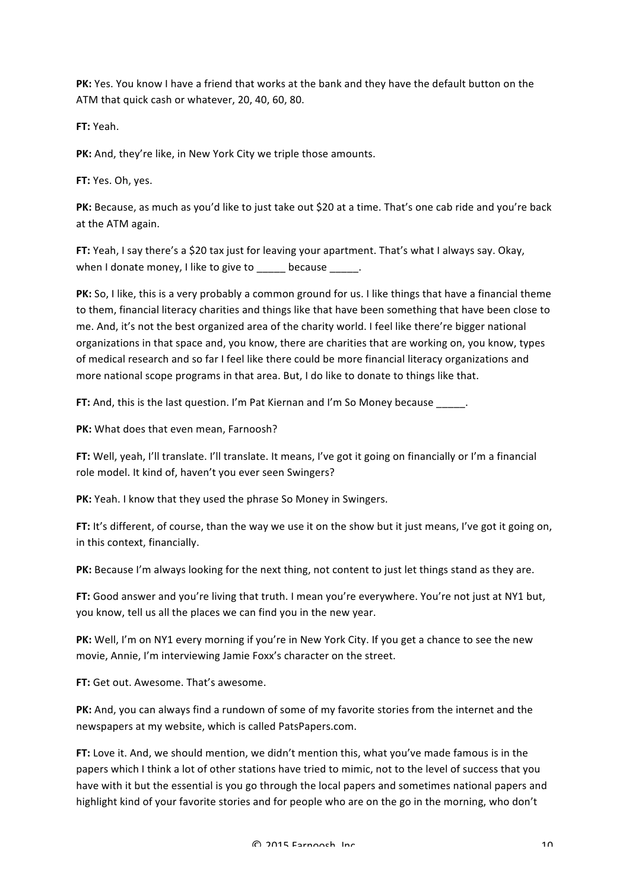**PK:** Yes. You know I have a friend that works at the bank and they have the default button on the ATM that quick cash or whatever, 20, 40, 60, 80.

**FT:** Yeah.

**PK:** And, they're like, in New York City we triple those amounts.

**FT:** Yes. Oh, yes.

**PK:** Because, as much as you'd like to just take out $20 at a time. That's one cab ride and you're back at the ATM again.

**FT:** Yeah, I say there's a $20 tax just for leaving your apartment. That's what I always say. Okay, when I donate money, I like to give to _____ because _____.

**PK:** So, I like, this is a very probably a common ground for us. I like things that have a financial theme to them, financial literacy charities and things like that have been something that have been close to me. And, it's not the best organized area of the charity world. I feel like there're bigger national organizations in that space and, you know, there are charities that are working on, you know, types of medical research and so far I feel like there could be more financial literacy organizations and more national scope programs in that area. But, I do like to donate to things like that.

**FT:** And, this is the last question. I'm Pat Kiernan and I'm So Money because _____.

**PK:** What does that even mean, Farnoosh?

**FT:** Well, yeah, I'll translate. I'll translate. It means, I've got it going on financially or I'm a financial role model. It kind of, haven't you ever seen Swingers?

**PK:** Yeah. I know that they used the phrase So Money in Swingers.

**FT:** It's different, of course, than the way we use it on the show but it just means, I've got it going on, in this context, financially.

**PK:** Because I'm always looking for the next thing, not content to just let things stand as they are.

**FT:** Good answer and you're living that truth. I mean you're everywhere. You're not just at NY1 but, you know, tell us all the places we can find you in the new year.

**PK:** Well, I'm on NY1 every morning if you're in New York City. If you get a chance to see the new movie, Annie, I'm interviewing Jamie Foxx's character on the street.

**FT:** Get out. Awesome. That's awesome.

**PK:** And, you can always find a rundown of some of my favorite stories from the internet and the newspapers at my website, which is called PatsPapers.com.

**FT:** Love it. And, we should mention, we didn't mention this, what you've made famous is in the papers which I think a lot of other stations have tried to mimic, not to the level of success that you have with it but the essential is you go through the local papers and sometimes national papers and highlight kind of your favorite stories and for people who are on the go in the morning, who don't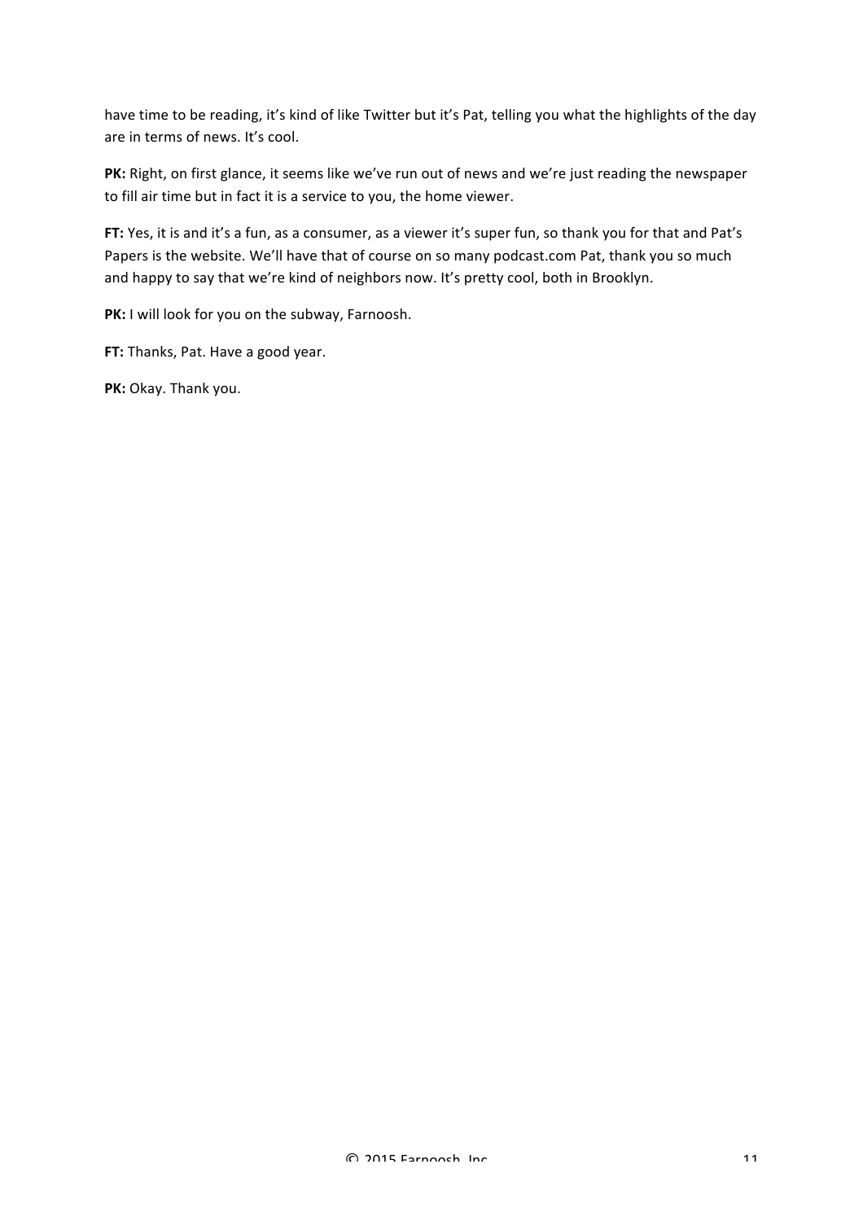have time to be reading, it's kind of like Twitter but it's Pat, telling you what the highlights of the day are in terms of news. It's cool.

**PK:** Right, on first glance, it seems like we've run out of news and we're just reading the newspaper to fill air time but in fact it is a service to you, the home viewer.

**FT:** Yes, it is and it's a fun, as a consumer, as a viewer it's super fun, so thank you for that and Pat's Papers is the website. We'll have that of course on so many podcast.com Pat, thank you so much and happy to say that we're kind of neighbors now. It's pretty cool, both in Brooklyn.

**PK:** I will look for you on the subway, Farnoosh.

**FT:** Thanks, Pat. Have a good year.

**PK:** Okay. Thank you.